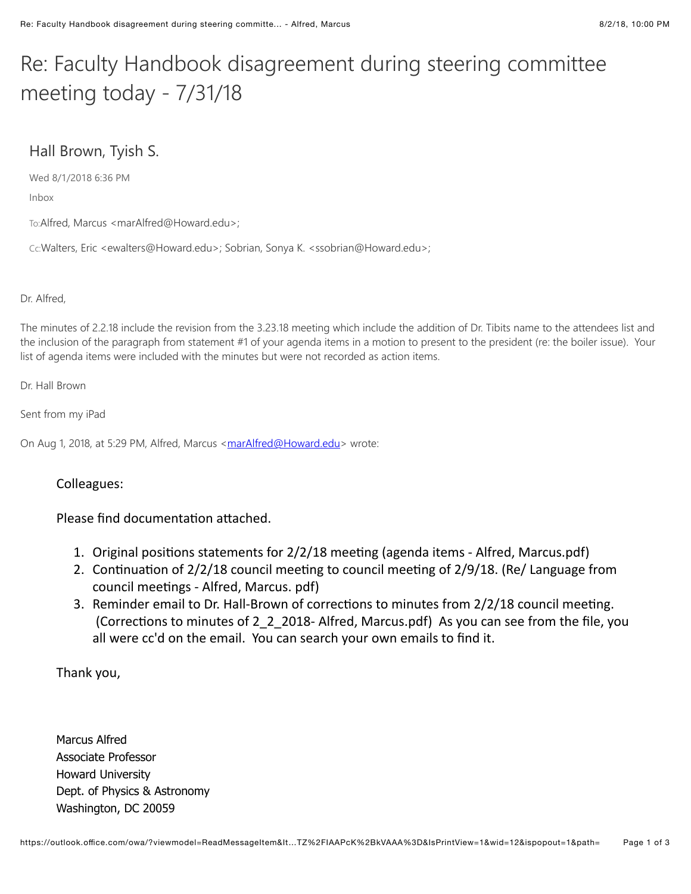# Re: Faculty Handbook disagreement during steering committee meeting today - 7/31/18

## Hall Brown, Tyish S.

Wed 8/1/2018 6:36 PM

Inbox

To:Alfred, Marcus <marAlfred@Howard.edu>;

Cc:Walters, Eric <ewalters@Howard.edu>; Sobrian, Sonya K. <ssobrian@Howard.edu>;

Dr. Alfred,

The minutes of 2.2.18 include the revision from the 3.23.18 meeting which include the addition of Dr. Tibits name to the attendees list and the inclusion of the paragraph from statement #1 of your agenda items in a motion to present to the president (re: the boiler issue). Your list of agenda items were included with the minutes but were not recorded as action items.

Dr. Hall Brown

Sent from my iPad

On Aug 1, 2018, at 5:29 PM, Alfred, Marcus <marAlfred@Howard.edu> wrote:

> Colleagues:
>
> Please find documentation attached.
>
> 1. Original positions statements for 2/2/18 meeting (agenda items - Alfred, Marcus.pdf)
> 2. Continuation of 2/2/18 council meeting to council meeting of 2/9/18. (Re/ Language from council meetings - Alfred, Marcus. pdf)
> 3. Reminder email to Dr. Hall-Brown of corrections to minutes from 2/2/18 council meeting. (Corrections to minutes of 2_2_2018- Alfred, Marcus.pdf) As you can see from the file, you all were cc'd on the email. You can search your own emails to find it.
>
> Thank you,
>
> Marcus Alfred
> Associate Professor
> Howard University
> Dept. of Physics & Astronomy
> Washington, DC 20059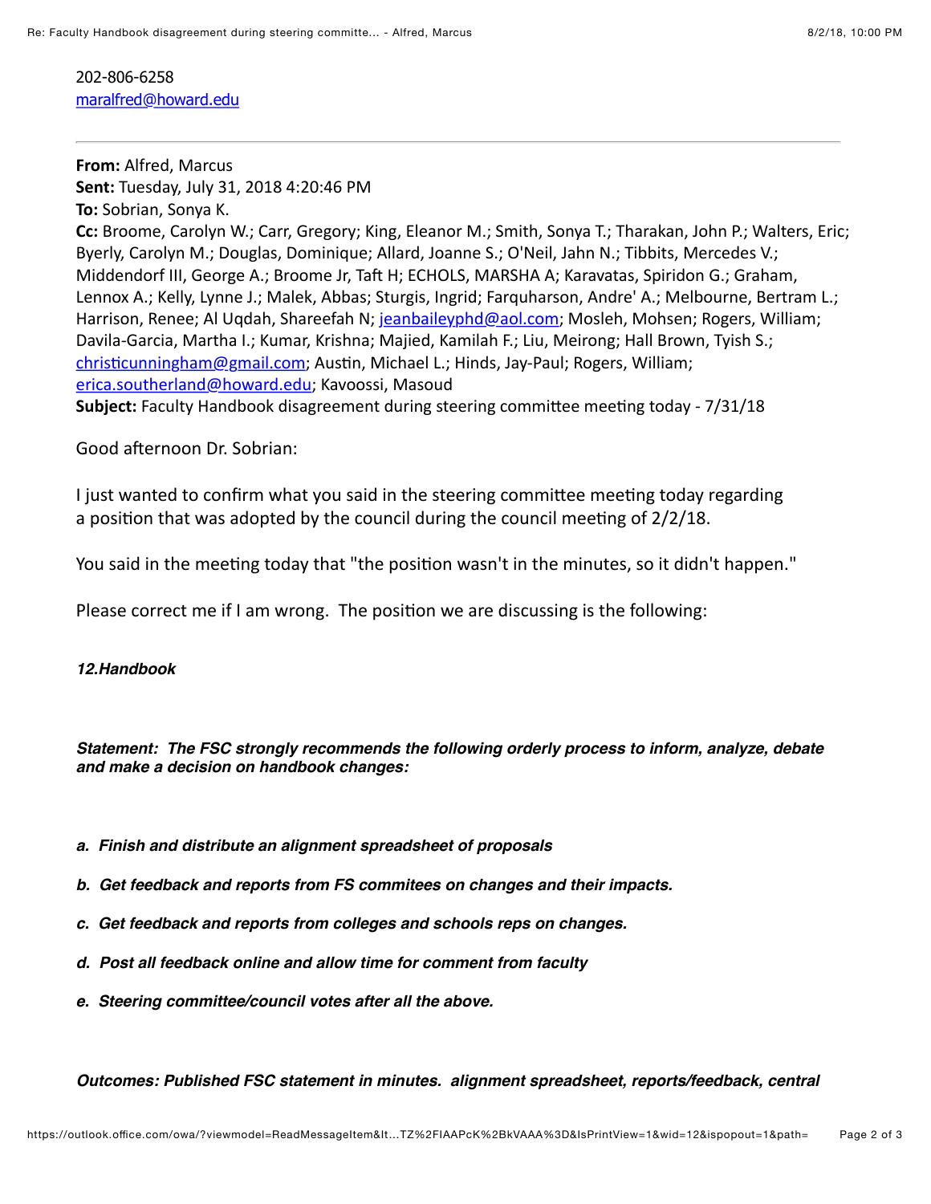202-806-6258
[maralfred@howard.edu](mailto:maralfred@howard.edu)

---

**From:** Alfred, Marcus
**Sent:** Tuesday, July 31, 2018 4:20:46 PM
**To:** Sobrian, Sonya K.
**Cc:** Broome, Carolyn W.; Carr, Gregory; King, Eleanor M.; Smith, Sonya T.; Tharakan, John P.; Walters, Eric; Byerly, Carolyn M.; Douglas, Dominique; Allard, Joanne S.; O'Neil, Jahn N.; Tibbits, Mercedes V.; Middendorf III, George A.; Broome Jr, Taft H; ECHOLS, MARSHA A; Karavatas, Spiridon G.; Graham, Lennox A.; Kelly, Lynne J.; Malek, Abbas; Sturgis, Ingrid; Farquharson, Andre' A.; Melbourne, Bertram L.; Harrison, Renee; Al Uqdah, Shareefah N; [jeanbaileyphd@aol.com](mailto:jeanbaileyphd@aol.com); Mosleh, Mohsen; Rogers, William; Davila-Garcia, Martha I.; Kumar, Krishna; Majied, Kamilah F.; Liu, Meirong; Hall Brown, Tyish S.; [christicunningham@gmail.com](mailto:christicunningham@gmail.com); Austin, Michael L.; Hinds, Jay-Paul; Rogers, William; [erica.southerland@howard.edu](mailto:erica.southerland@howard.edu); Kavoossi, Masoud
**Subject:** Faculty Handbook disagreement during steering committee meeting today - 7/31/18

Good afternoon Dr. Sobrian:

I just wanted to confirm what you said in the steering committee meeting today regarding a position that was adopted by the council during the council meeting of 2/2/18.

You said in the meeting today that "the position wasn't in the minutes, so it didn't happen."

Please correct me if I am wrong. The position we are discussing is the following:

***12.Handbook***

***Statement: The FSC strongly recommends the following orderly process to inform, analyze, debate and make a decision on handbook changes:***

***a. Finish and distribute an alignment spreadsheet of proposals***

***b. Get feedback and reports from FS commitees on changes and their impacts.***

***c. Get feedback and reports from colleges and schools reps on changes.***

***d. Post all feedback online and allow time for comment from faculty***

***e. Steering committee/council votes after all the above.***

***Outcomes: Published FSC statement in minutes. alignment spreadsheet, reports/feedback, central***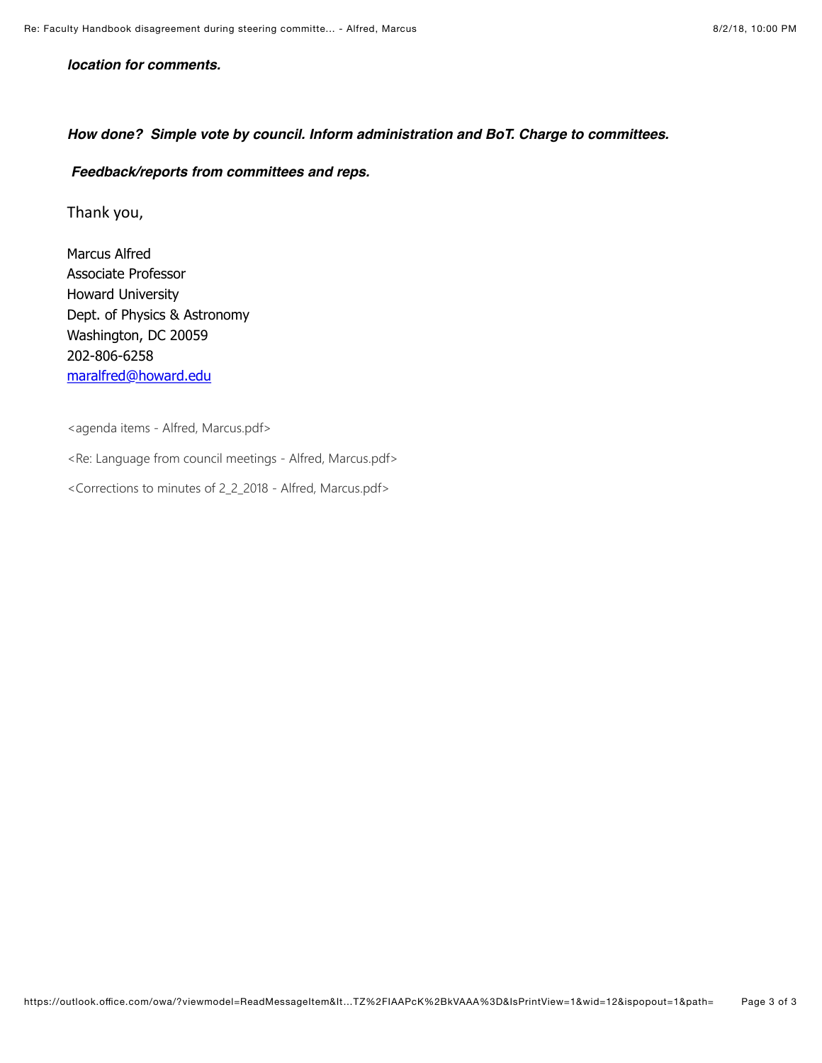***location for comments.***

***How done? Simple vote by council. Inform administration and BoT. Charge to committees.***

***Feedback/reports from committees and reps.***

Thank you,

Marcus Alfred
Associate Professor
Howard University
Dept. of Physics & Astronomy
Washington, DC 20059
202-806-6258
maralfred@howard.edu

<agenda items - Alfred, Marcus.pdf>

<Re: Language from council meetings - Alfred, Marcus.pdf>

<Corrections to minutes of 2_2_2018 - Alfred, Marcus.pdf>